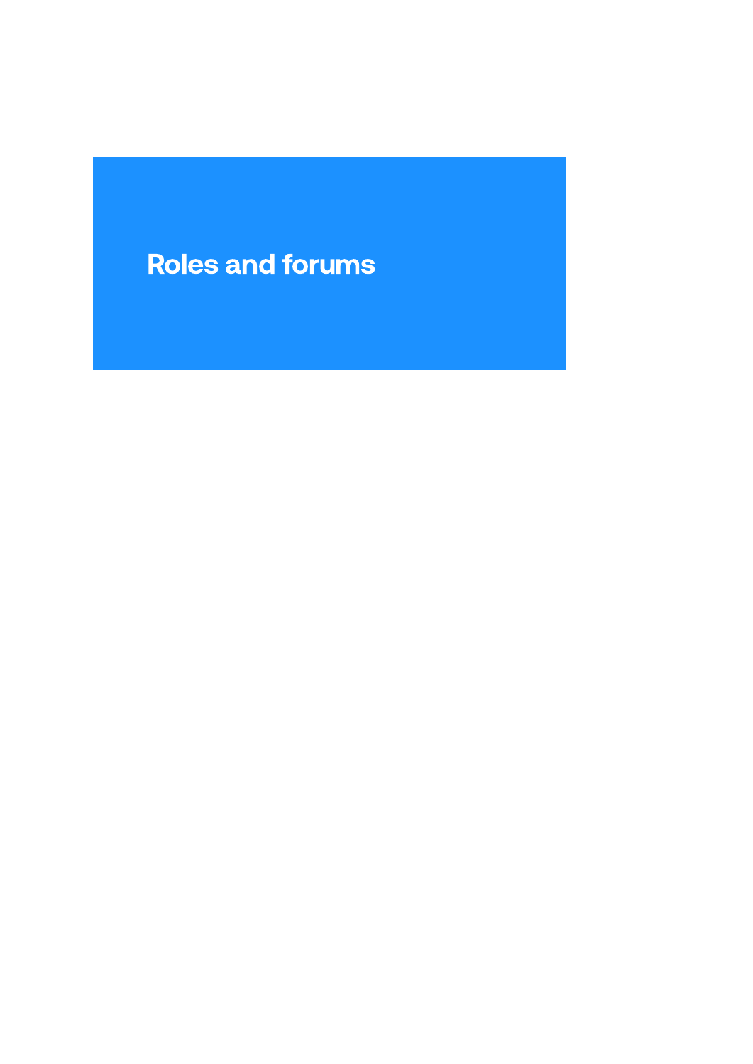# Roles and forums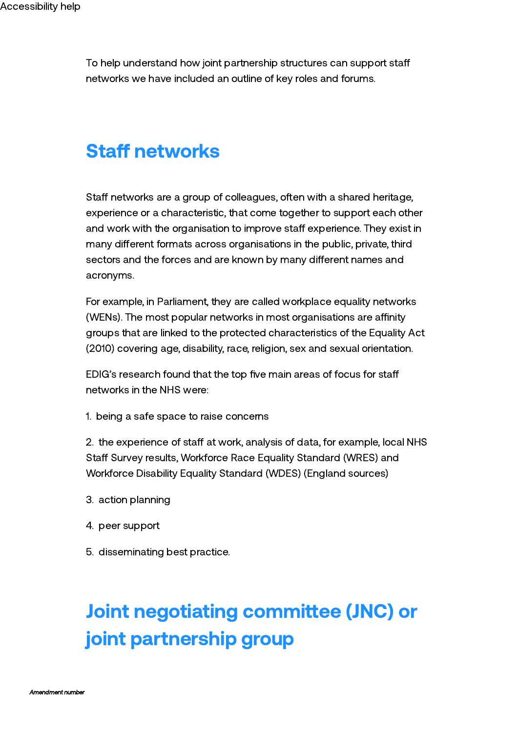To help understand how joint partnership structures can support staff networks we have included an outline of key roles and forums.

## Staff networks

Staff networks are a group of colleagues, often with a shared heritage, experience or a characteristic, that come together to support each other and work with the organisation to improve staff experience. They exist in many different formats across organisations in the public, private, third sectors and the forces and are known by many different names and acronyms.

For example, in Parliament, they are called workplace equality networks (WENs). The most popular networks in most organisations are affinity groups that are linked to the protected characteristics of the Equality Act (2010) covering age, disability, race, religion, sex and sexual orientation.

EDIG's research found that the top five main areas of focus for staff networks in the NHS were:

1. being a safe space to raise concerns
2. the experience of staff at work, analysis of data, for example, local NHS Staff Survey results, Workforce Race Equality Standard (WRES) and Workforce Disability Equality Standard (WDES) (England sources)
3. action planning
4. peer support
5. disseminating best practice.

## Joint negotiating committee (JNC) or joint partnership group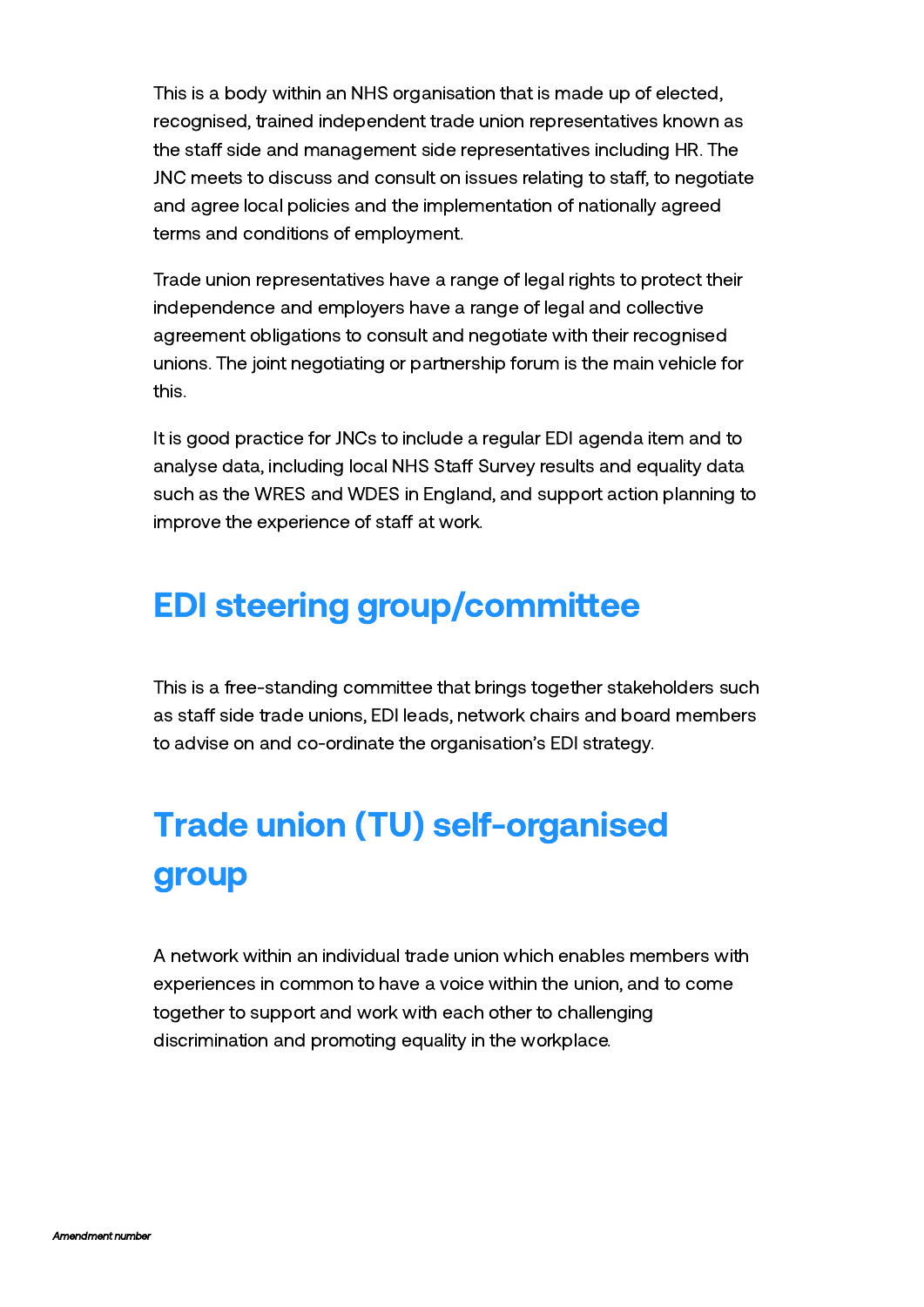This is a body within an NHS organisation that is made up of elected, recognised, trained independent trade union representatives known as the staff side and management side representatives including HR. The JNC meets to discuss and consult on issues relating to staff, to negotiate and agree local policies and the implementation of nationally agreed terms and conditions of employment.

Trade union representatives have a range of legal rights to protect their independence and employers have a range of legal and collective agreement obligations to consult and negotiate with their recognised unions. The joint negotiating or partnership forum is the main vehicle for this.

It is good practice for JNCs to include a regular EDI agenda item and to analyse data, including local NHS Staff Survey results and equality data such as the WRES and WDES in England, and support action planning to improve the experience of staff at work.

## EDI steering group/committee

This is a free-standing committee that brings together stakeholders such as staff side trade unions, EDI leads, network chairs and board members to advise on and co-ordinate the organisation's EDI strategy.

## Trade union (TU) self-organised group

A network within an individual trade union which enables members with experiences in common to have a voice within the union, and to come together to support and work with each other to challenging discrimination and promoting equality in the workplace.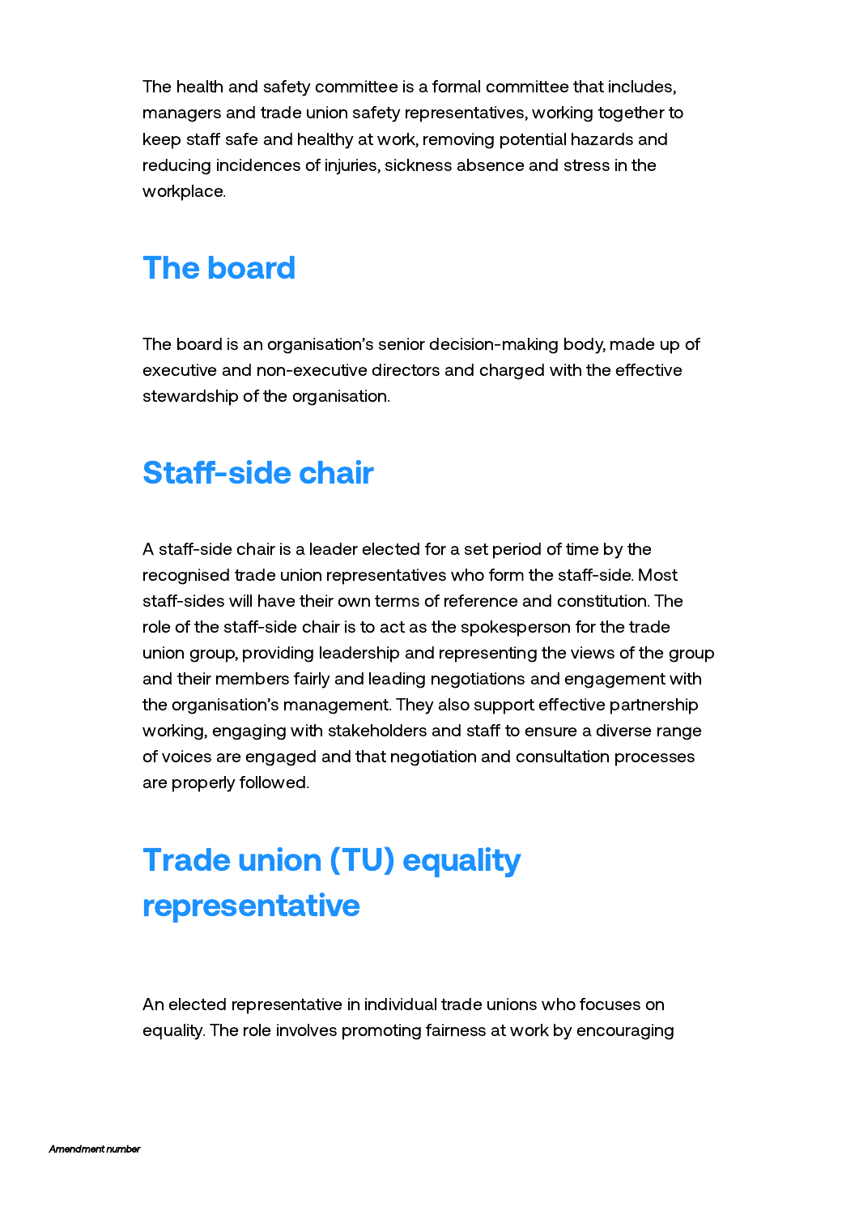The health and safety committee is a formal committee that includes, managers and trade union safety representatives, working together to keep staff safe and healthy at work, removing potential hazards and reducing incidences of injuries, sickness absence and stress in the workplace.

## The board

The board is an organisation's senior decision-making body, made up of executive and non-executive directors and charged with the effective stewardship of the organisation.

## Staff-side chair

A staff-side chair is a leader elected for a set period of time by the recognised trade union representatives who form the staff-side. Most staff-sides will have their own terms of reference and constitution. The role of the staff-side chair is to act as the spokesperson for the trade union group, providing leadership and representing the views of the group and their members fairly and leading negotiations and engagement with the organisation's management. They also support effective partnership working, engaging with stakeholders and staff to ensure a diverse range of voices are engaged and that negotiation and consultation processes are properly followed.

## Trade union (TU) equality representative

An elected representative in individual trade unions who focuses on equality. The role involves promoting fairness at work by encouraging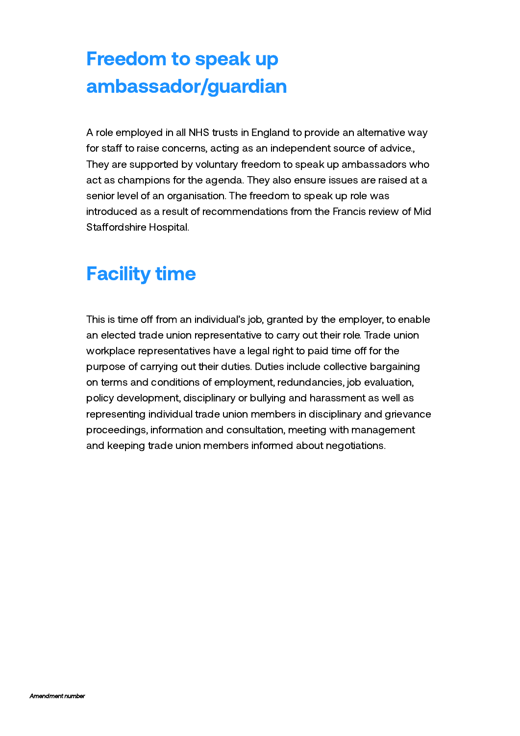# Freedom to speak up ambassador/guardian

A role employed in all NHS trusts in England to provide an alternative way for staff to raise concerns, acting as an independent source of advice., They are supported by voluntary freedom to speak up ambassadors who act as champions for the agenda. They also ensure issues are raised at a senior level of an organisation. The freedom to speak up role was introduced as a result of recommendations from the Francis review of Mid Staffordshire Hospital.

# Facility time

This is time off from an individual's job, granted by the employer, to enable an elected trade union representative to carry out their role. Trade union workplace representatives have a legal right to paid time off for the purpose of carrying out their duties. Duties include collective bargaining on terms and conditions of employment, redundancies, job evaluation, policy development, disciplinary or bullying and harassment as well as representing individual trade union members in disciplinary and grievance proceedings, information and consultation, meeting with management and keeping trade union members informed about negotiations.